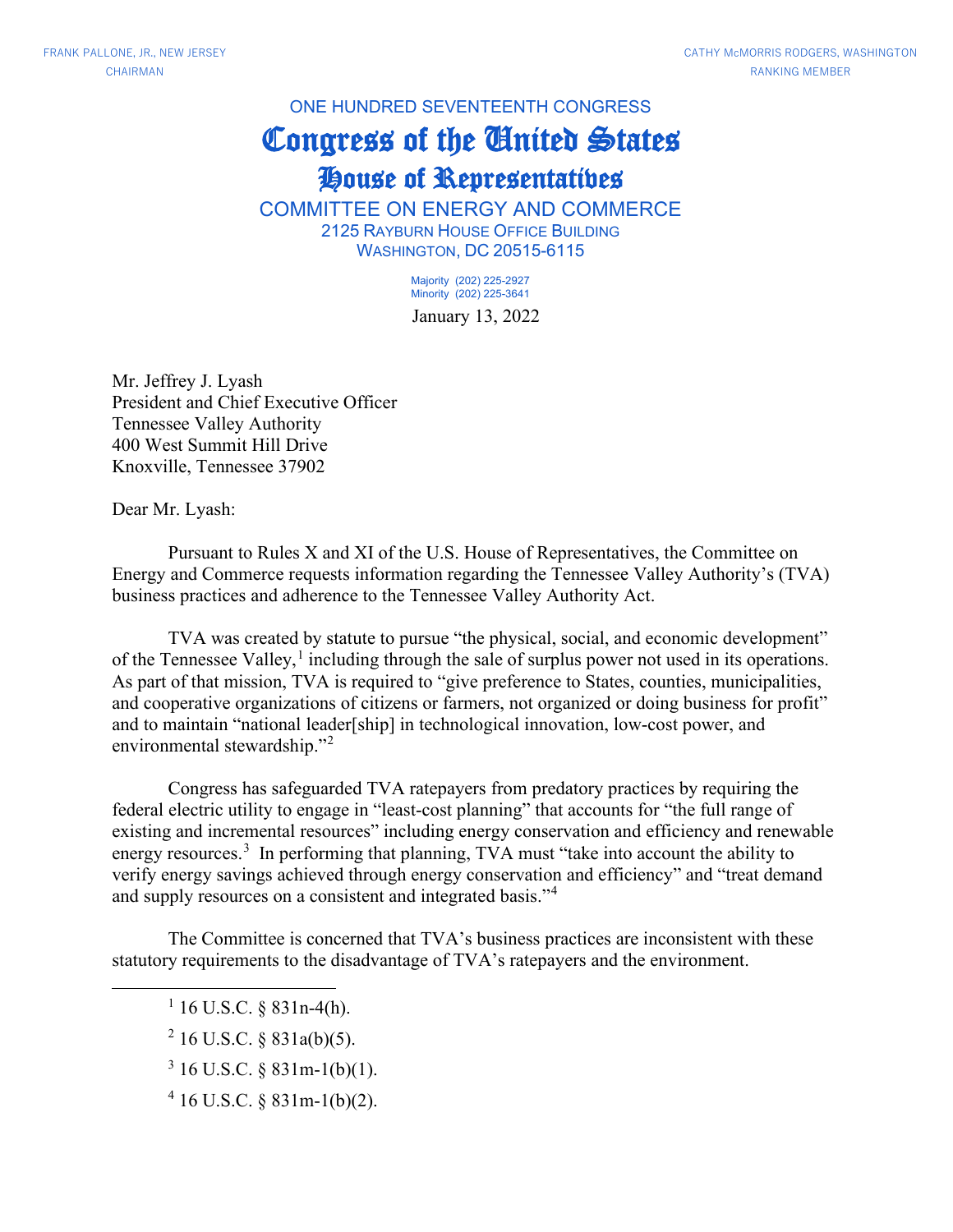FRANK PALLONE, JR., NEW JERSEY
CHAIRMAN

CATHY McMORRIS RODGERS, WASHINGTON
RANKING MEMBER

ONE HUNDRED SEVENTEENTH CONGRESS

# Congress of the United States

## House of Representatives

### COMMITTEE ON ENERGY AND COMMERCE

2125 RAYBURN HOUSE OFFICE BUILDING
WASHINGTON, DC 20515-6115

Majority (202) 225-2927
Minority (202) 225-3641

January 13, 2022

Mr. Jeffrey J. Lyash
President and Chief Executive Officer
Tennessee Valley Authority
400 West Summit Hill Drive
Knoxville, Tennessee 37902

Dear Mr. Lyash:

Pursuant to Rules X and XI of the U.S. House of Representatives, the Committee on Energy and Commerce requests information regarding the Tennessee Valley Authority's (TVA) business practices and adherence to the Tennessee Valley Authority Act.

TVA was created by statute to pursue "the physical, social, and economic development" of the Tennessee Valley,[1] including through the sale of surplus power not used in its operations. As part of that mission, TVA is required to "give preference to States, counties, municipalities, and cooperative organizations of citizens or farmers, not organized or doing business for profit" and to maintain "national leader[ship] in technological innovation, low-cost power, and environmental stewardship."[2]

Congress has safeguarded TVA ratepayers from predatory practices by requiring the federal electric utility to engage in "least-cost planning" that accounts for "the full range of existing and incremental resources" including energy conservation and efficiency and renewable energy resources.[3] In performing that planning, TVA must "take into account the ability to verify energy savings achieved through energy conservation and efficiency" and "treat demand and supply resources on a consistent and integrated basis."[4]

The Committee is concerned that TVA's business practices are inconsistent with these statutory requirements to the disadvantage of TVA's ratepayers and the environment.

---

[1] 16 U.S.C. § 831n-4(h).

[2] 16 U.S.C. § 831a(b)(5).

[3] 16 U.S.C. § 831m-1(b)(1).

[4] 16 U.S.C. § 831m-1(b)(2).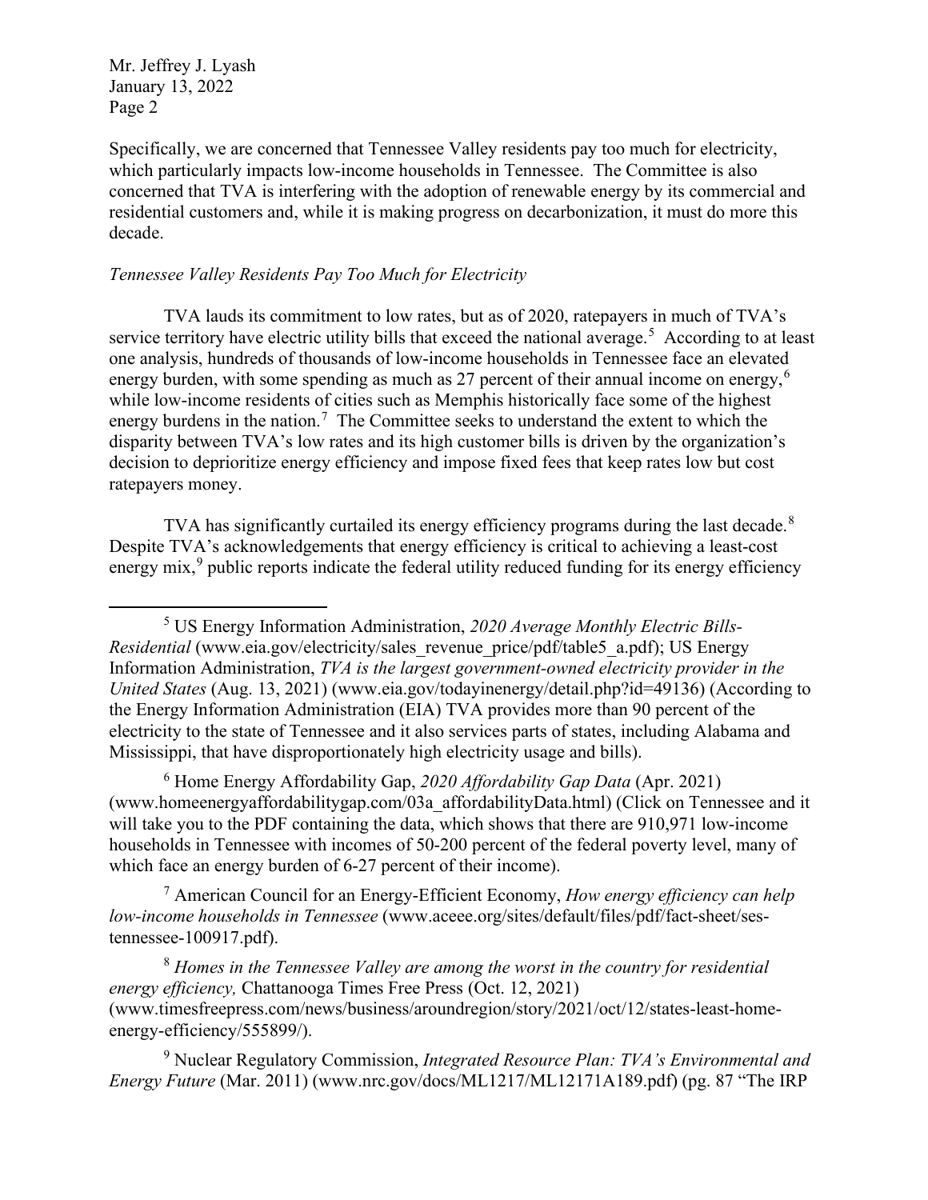Specifically, we are concerned that Tennessee Valley residents pay too much for electricity, which particularly impacts low-income households in Tennessee. The Committee is also concerned that TVA is interfering with the adoption of renewable energy by its commercial and residential customers and, while it is making progress on decarbonization, it must do more this decade.

*Tennessee Valley Residents Pay Too Much for Electricity*

TVA lauds its commitment to low rates, but as of 2020, ratepayers in much of TVA's service territory have electric utility bills that exceed the national average.[5] According to at least one analysis, hundreds of thousands of low-income households in Tennessee face an elevated energy burden, with some spending as much as 27 percent of their annual income on energy,[6] while low-income residents of cities such as Memphis historically face some of the highest energy burdens in the nation.[7] The Committee seeks to understand the extent to which the disparity between TVA's low rates and its high customer bills is driven by the organization's decision to deprioritize energy efficiency and impose fixed fees that keep rates low but cost ratepayers money.

TVA has significantly curtailed its energy efficiency programs during the last decade.[8] Despite TVA's acknowledgements that energy efficiency is critical to achieving a least-cost energy mix,[9] public reports indicate the federal utility reduced funding for its energy efficiency

---

[5] US Energy Information Administration, *2020 Average Monthly Electric Bills-Residential* (www.eia.gov/electricity/sales_revenue_price/pdf/table5_a.pdf); US Energy Information Administration, *TVA is the largest government-owned electricity provider in the United States* (Aug. 13, 2021) (www.eia.gov/todayinenergy/detail.php?id=49136) (According to the Energy Information Administration (EIA) TVA provides more than 90 percent of the electricity to the state of Tennessee and it also services parts of states, including Alabama and Mississippi, that have disproportionately high electricity usage and bills).

[6] Home Energy Affordability Gap, *2020 Affordability Gap Data* (Apr. 2021) (www.homeenergyaffordabilitygap.com/03a_affordabilityData.html) (Click on Tennessee and it will take you to the PDF containing the data, which shows that there are 910,971 low-income households in Tennessee with incomes of 50-200 percent of the federal poverty level, many of which face an energy burden of 6-27 percent of their income).

[7] American Council for an Energy-Efficient Economy, *How energy efficiency can help low-income households in Tennessee* (www.aceee.org/sites/default/files/pdf/fact-sheet/ses-tennessee-100917.pdf).

[8] *Homes in the Tennessee Valley are among the worst in the country for residential energy efficiency,* Chattanooga Times Free Press (Oct. 12, 2021) (www.timesfreepress.com/news/business/aroundregion/story/2021/oct/12/states-least-home-energy-efficiency/555899/).

[9] Nuclear Regulatory Commission, *Integrated Resource Plan: TVA's Environmental and Energy Future* (Mar. 2011) (www.nrc.gov/docs/ML1217/ML12171A189.pdf) (pg. 87 "The IRP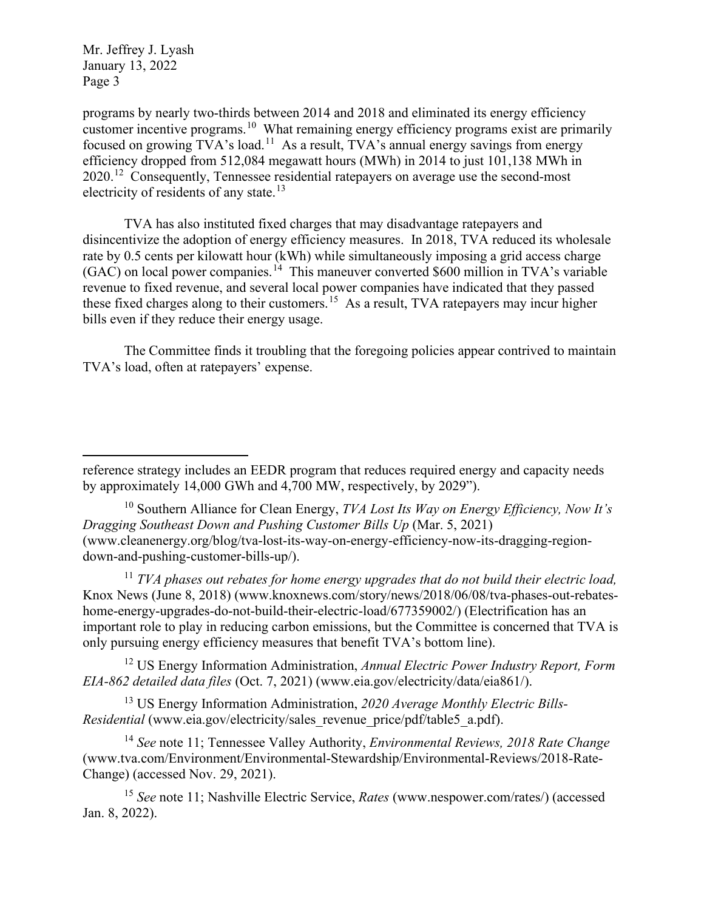programs by nearly two-thirds between 2014 and 2018 and eliminated its energy efficiency customer incentive programs.[10] What remaining energy efficiency programs exist are primarily focused on growing TVA's load.[11] As a result, TVA's annual energy savings from energy efficiency dropped from 512,084 megawatt hours (MWh) in 2014 to just 101,138 MWh in 2020.[12] Consequently, Tennessee residential ratepayers on average use the second-most electricity of residents of any state.[13]

TVA has also instituted fixed charges that may disadvantage ratepayers and disincentivize the adoption of energy efficiency measures. In 2018, TVA reduced its wholesale rate by 0.5 cents per kilowatt hour (kWh) while simultaneously imposing a grid access charge (GAC) on local power companies.[14] This maneuver converted $600 million in TVA's variable revenue to fixed revenue, and several local power companies have indicated that they passed these fixed charges along to their customers.[15] As a result, TVA ratepayers may incur higher bills even if they reduce their energy usage.

The Committee finds it troubling that the foregoing policies appear contrived to maintain TVA's load, often at ratepayers' expense.

---

reference strategy includes an EEDR program that reduces required energy and capacity needs by approximately 14,000 GWh and 4,700 MW, respectively, by 2029").

[10] Southern Alliance for Clean Energy, *TVA Lost Its Way on Energy Efficiency, Now It's Dragging Southeast Down and Pushing Customer Bills Up* (Mar. 5, 2021) (www.cleanenergy.org/blog/tva-lost-its-way-on-energy-efficiency-now-its-dragging-region-down-and-pushing-customer-bills-up/).

[11] *TVA phases out rebates for home energy upgrades that do not build their electric load,* Knox News (June 8, 2018) (www.knoxnews.com/story/news/2018/06/08/tva-phases-out-rebates-home-energy-upgrades-do-not-build-their-electric-load/677359002/) (Electrification has an important role to play in reducing carbon emissions, but the Committee is concerned that TVA is only pursuing energy efficiency measures that benefit TVA's bottom line).

[12] US Energy Information Administration, *Annual Electric Power Industry Report, Form EIA-862 detailed data files* (Oct. 7, 2021) (www.eia.gov/electricity/data/eia861/).

[13] US Energy Information Administration, *2020 Average Monthly Electric Bills-Residential* (www.eia.gov/electricity/sales_revenue_price/pdf/table5_a.pdf).

[14] *See* note 11; Tennessee Valley Authority, *Environmental Reviews, 2018 Rate Change* (www.tva.com/Environment/Environmental-Stewardship/Environmental-Reviews/2018-Rate-Change) (accessed Nov. 29, 2021).

[15] *See* note 11; Nashville Electric Service, *Rates* (www.nespower.com/rates/) (accessed Jan. 8, 2022).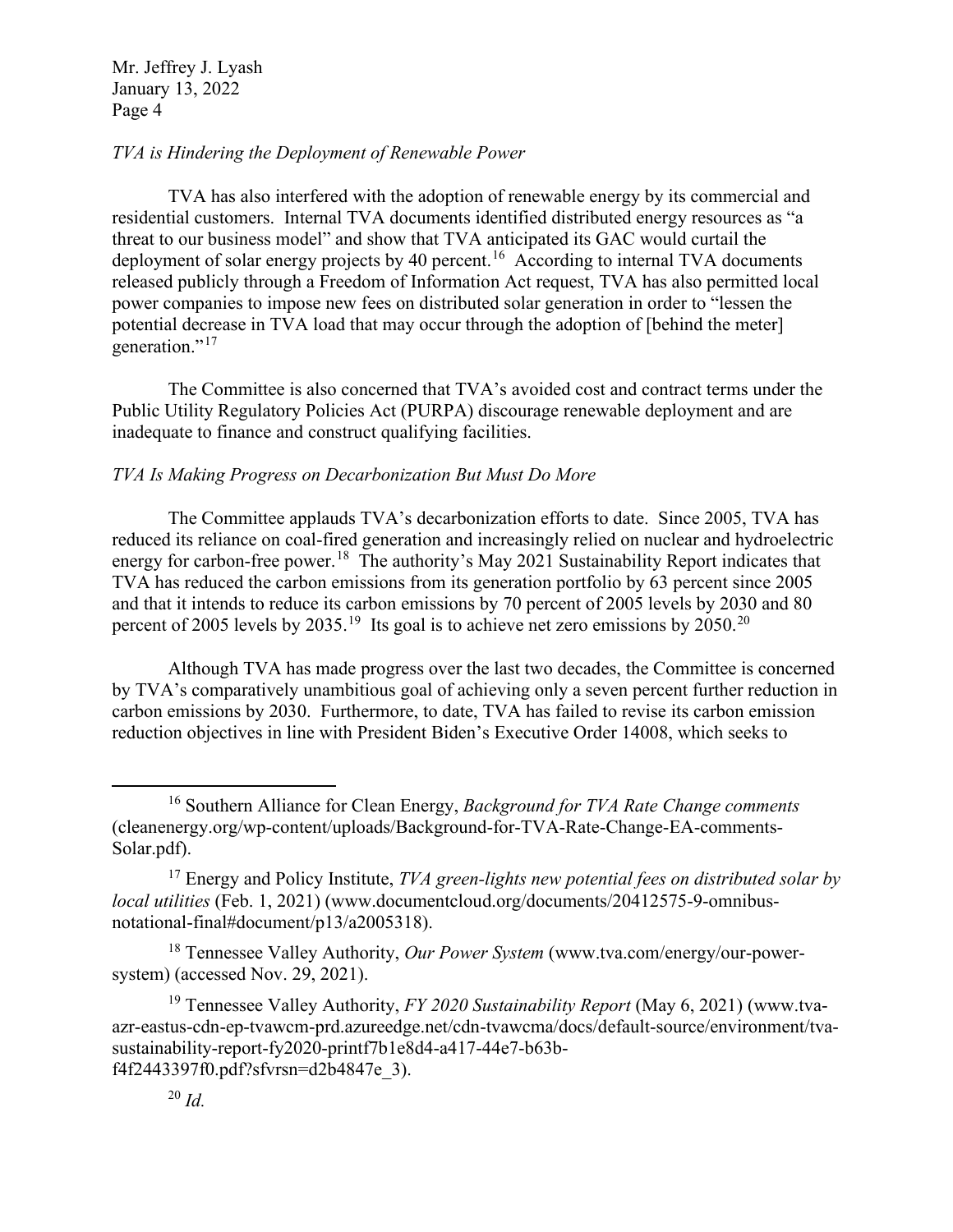*TVA is Hindering the Deployment of Renewable Power*

TVA has also interfered with the adoption of renewable energy by its commercial and residential customers. Internal TVA documents identified distributed energy resources as "a threat to our business model" and show that TVA anticipated its GAC would curtail the deployment of solar energy projects by 40 percent.[16] According to internal TVA documents released publicly through a Freedom of Information Act request, TVA has also permitted local power companies to impose new fees on distributed solar generation in order to "lessen the potential decrease in TVA load that may occur through the adoption of [behind the meter] generation."[17]

The Committee is also concerned that TVA's avoided cost and contract terms under the Public Utility Regulatory Policies Act (PURPA) discourage renewable deployment and are inadequate to finance and construct qualifying facilities.

*TVA Is Making Progress on Decarbonization But Must Do More*

The Committee applauds TVA's decarbonization efforts to date. Since 2005, TVA has reduced its reliance on coal-fired generation and increasingly relied on nuclear and hydroelectric energy for carbon-free power.[18] The authority's May 2021 Sustainability Report indicates that TVA has reduced the carbon emissions from its generation portfolio by 63 percent since 2005 and that it intends to reduce its carbon emissions by 70 percent of 2005 levels by 2030 and 80 percent of 2005 levels by 2035.[19] Its goal is to achieve net zero emissions by 2050.[20]

Although TVA has made progress over the last two decades, the Committee is concerned by TVA's comparatively unambitious goal of achieving only a seven percent further reduction in carbon emissions by 2030. Furthermore, to date, TVA has failed to revise its carbon emission reduction objectives in line with President Biden's Executive Order 14008, which seeks to

---

[16] Southern Alliance for Clean Energy, *Background for TVA Rate Change comments* (cleanenergy.org/wp-content/uploads/Background-for-TVA-Rate-Change-EA-comments-Solar.pdf).

[17] Energy and Policy Institute, *TVA green-lights new potential fees on distributed solar by local utilities* (Feb. 1, 2021) (www.documentcloud.org/documents/20412575-9-omnibus-notational-final#document/p13/a2005318).

[18] Tennessee Valley Authority, *Our Power System* (www.tva.com/energy/our-power-system) (accessed Nov. 29, 2021).

[19] Tennessee Valley Authority, *FY 2020 Sustainability Report* (May 6, 2021) (www.tva-azr-eastus-cdn-ep-tvawcm-prd.azureedge.net/cdn-tvawcma/docs/default-source/environment/tva-sustainability-report-fy2020-printf7b1e8d4-a417-44e7-b63b-f4f2443397f0.pdf?sfvrsn=d2b4847e_3).

[20] *Id.*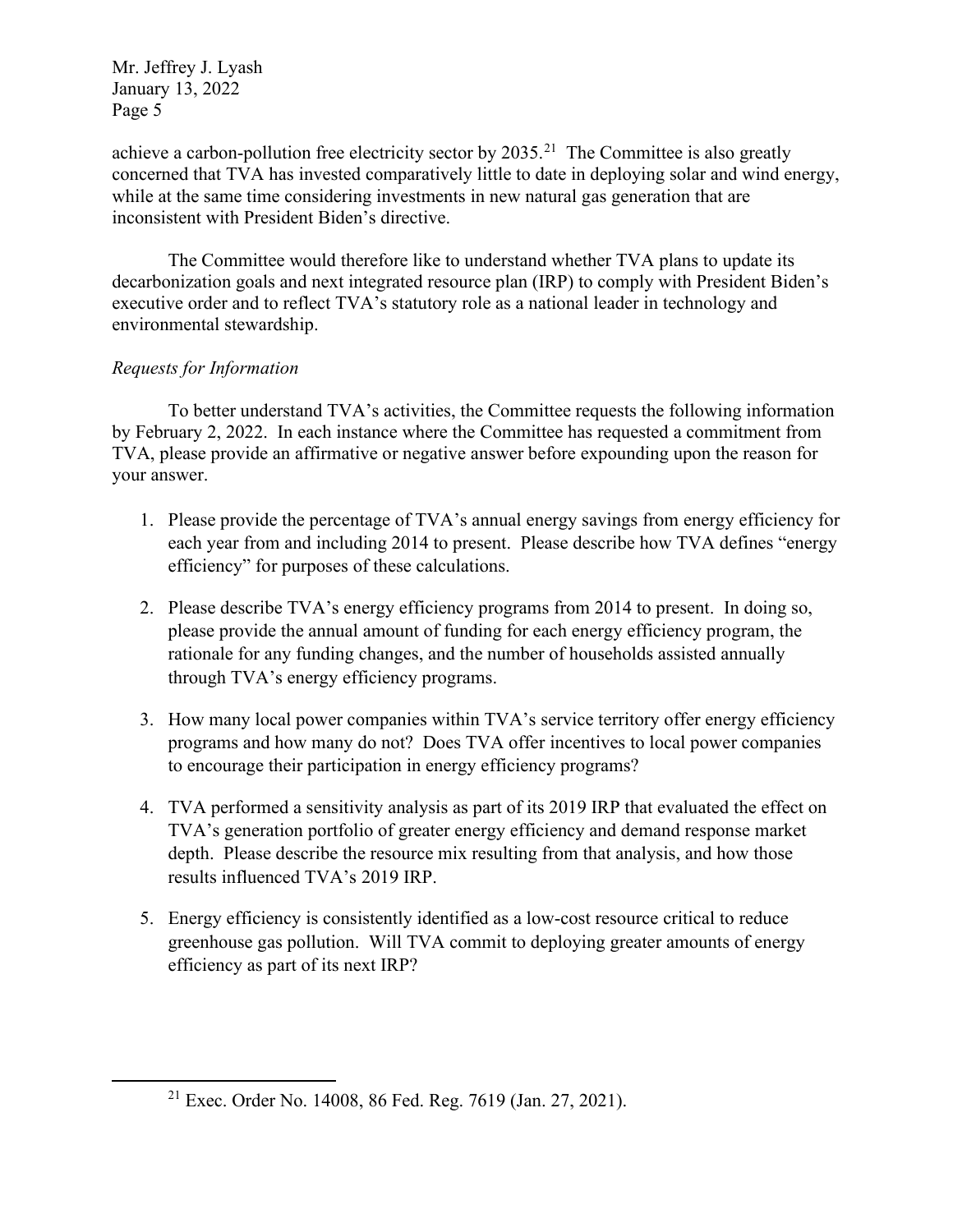achieve a carbon-pollution free electricity sector by 2035.[21] The Committee is also greatly concerned that TVA has invested comparatively little to date in deploying solar and wind energy, while at the same time considering investments in new natural gas generation that are inconsistent with President Biden's directive.

The Committee would therefore like to understand whether TVA plans to update its decarbonization goals and next integrated resource plan (IRP) to comply with President Biden's executive order and to reflect TVA's statutory role as a national leader in technology and environmental stewardship.

*Requests for Information*

To better understand TVA's activities, the Committee requests the following information by February 2, 2022. In each instance where the Committee has requested a commitment from TVA, please provide an affirmative or negative answer before expounding upon the reason for your answer.

1. Please provide the percentage of TVA's annual energy savings from energy efficiency for each year from and including 2014 to present. Please describe how TVA defines "energy efficiency" for purposes of these calculations.

2. Please describe TVA's energy efficiency programs from 2014 to present. In doing so, please provide the annual amount of funding for each energy efficiency program, the rationale for any funding changes, and the number of households assisted annually through TVA's energy efficiency programs.

3. How many local power companies within TVA's service territory offer energy efficiency programs and how many do not? Does TVA offer incentives to local power companies to encourage their participation in energy efficiency programs?

4. TVA performed a sensitivity analysis as part of its 2019 IRP that evaluated the effect on TVA's generation portfolio of greater energy efficiency and demand response market depth. Please describe the resource mix resulting from that analysis, and how those results influenced TVA's 2019 IRP.

5. Energy efficiency is consistently identified as a low-cost resource critical to reduce greenhouse gas pollution. Will TVA commit to deploying greater amounts of energy efficiency as part of its next IRP?

---

[21] Exec. Order No. 14008, 86 Fed. Reg. 7619 (Jan. 27, 2021).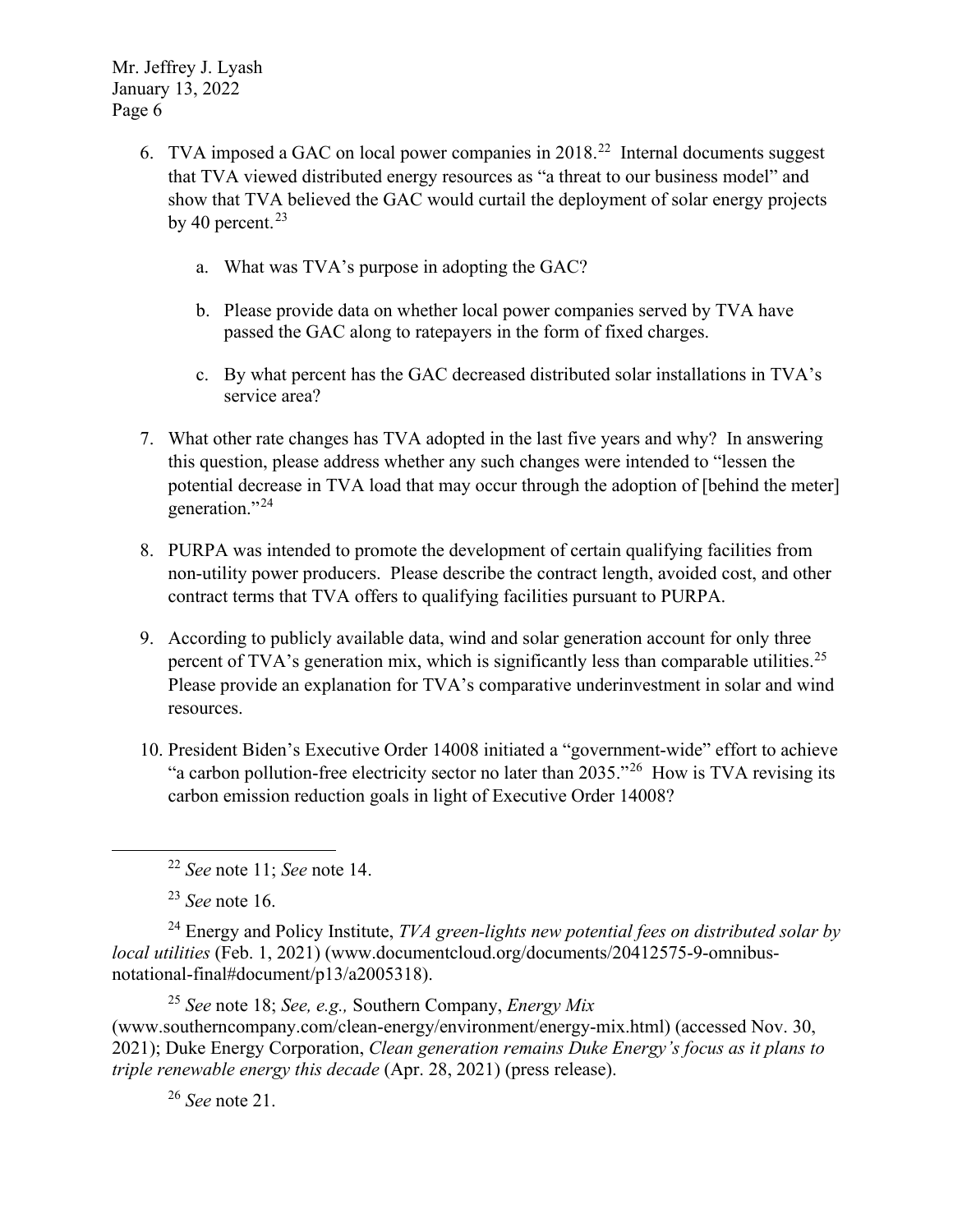6. TVA imposed a GAC on local power companies in 2018.[22] Internal documents suggest that TVA viewed distributed energy resources as "a threat to our business model" and show that TVA believed the GAC would curtail the deployment of solar energy projects by 40 percent.[23]

    a. What was TVA's purpose in adopting the GAC?

    b. Please provide data on whether local power companies served by TVA have passed the GAC along to ratepayers in the form of fixed charges.

    c. By what percent has the GAC decreased distributed solar installations in TVA's service area?

7. What other rate changes has TVA adopted in the last five years and why? In answering this question, please address whether any such changes were intended to "lessen the potential decrease in TVA load that may occur through the adoption of [behind the meter] generation."[24]

8. PURPA was intended to promote the development of certain qualifying facilities from non-utility power producers. Please describe the contract length, avoided cost, and other contract terms that TVA offers to qualifying facilities pursuant to PURPA.

9. According to publicly available data, wind and solar generation account for only three percent of TVA's generation mix, which is significantly less than comparable utilities.[25] Please provide an explanation for TVA's comparative underinvestment in solar and wind resources.

10. President Biden's Executive Order 14008 initiated a "government-wide" effort to achieve "a carbon pollution-free electricity sector no later than 2035."[26] How is TVA revising its carbon emission reduction goals in light of Executive Order 14008?

---

[22] *See* note 11; *See* note 14.

[23] *See* note 16.

[24] Energy and Policy Institute, *TVA green-lights new potential fees on distributed solar by local utilities* (Feb. 1, 2021) (www.documentcloud.org/documents/20412575-9-omnibus-notational-final#document/p13/a2005318).

[25] *See* note 18; *See, e.g.,* Southern Company, *Energy Mix* (www.southerncompany.com/clean-energy/environment/energy-mix.html) (accessed Nov. 30, 2021); Duke Energy Corporation, *Clean generation remains Duke Energy's focus as it plans to triple renewable energy this decade* (Apr. 28, 2021) (press release).

[26] *See* note 21.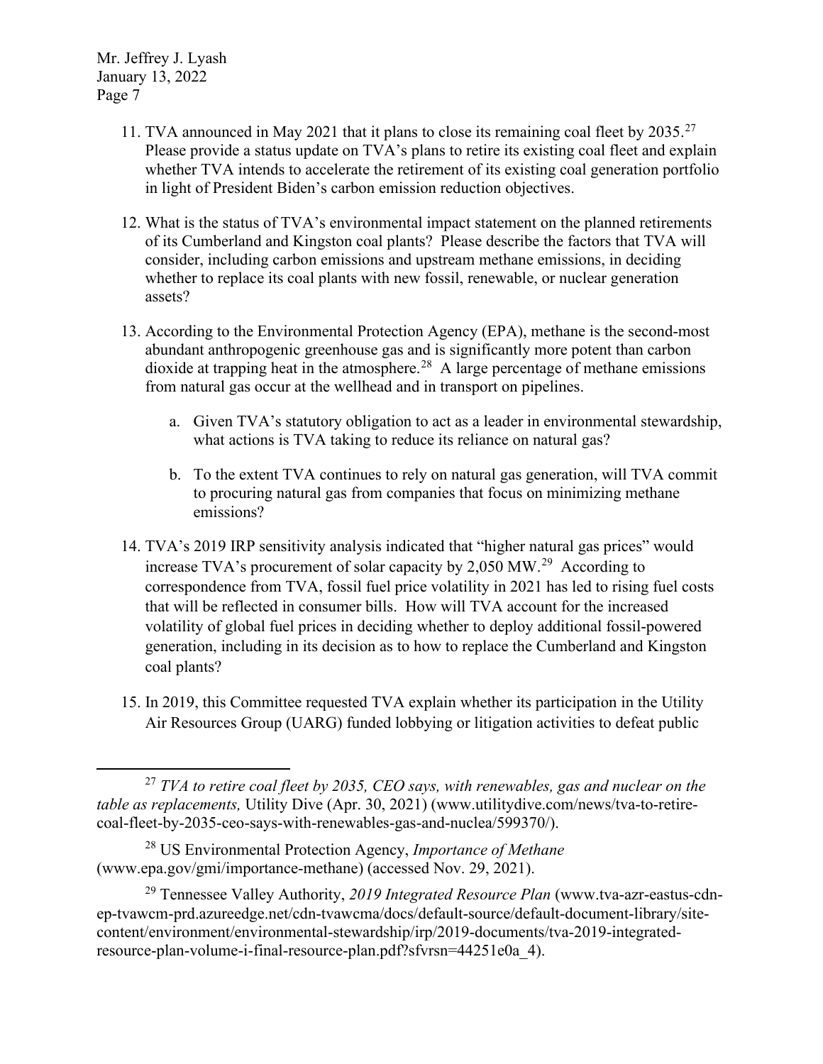11. TVA announced in May 2021 that it plans to close its remaining coal fleet by 2035.[27] Please provide a status update on TVA's plans to retire its existing coal fleet and explain whether TVA intends to accelerate the retirement of its existing coal generation portfolio in light of President Biden's carbon emission reduction objectives.

12. What is the status of TVA's environmental impact statement on the planned retirements of its Cumberland and Kingston coal plants? Please describe the factors that TVA will consider, including carbon emissions and upstream methane emissions, in deciding whether to replace its coal plants with new fossil, renewable, or nuclear generation assets?

13. According to the Environmental Protection Agency (EPA), methane is the second-most abundant anthropogenic greenhouse gas and is significantly more potent than carbon dioxide at trapping heat in the atmosphere.[28] A large percentage of methane emissions from natural gas occur at the wellhead and in transport on pipelines.

    a. Given TVA's statutory obligation to act as a leader in environmental stewardship, what actions is TVA taking to reduce its reliance on natural gas?

    b. To the extent TVA continues to rely on natural gas generation, will TVA commit to procuring natural gas from companies that focus on minimizing methane emissions?

14. TVA's 2019 IRP sensitivity analysis indicated that "higher natural gas prices" would increase TVA's procurement of solar capacity by 2,050 MW.[29] According to correspondence from TVA, fossil fuel price volatility in 2021 has led to rising fuel costs that will be reflected in consumer bills. How will TVA account for the increased volatility of global fuel prices in deciding whether to deploy additional fossil-powered generation, including in its decision as to how to replace the Cumberland and Kingston coal plants?

15. In 2019, this Committee requested TVA explain whether its participation in the Utility Air Resources Group (UARG) funded lobbying or litigation activities to defeat public

---

[27] *TVA to retire coal fleet by 2035, CEO says, with renewables, gas and nuclear on the table as replacements,* Utility Dive (Apr. 30, 2021) (www.utilitydive.com/news/tva-to-retire-coal-fleet-by-2035-ceo-says-with-renewables-gas-and-nuclea/599370/).

[28] US Environmental Protection Agency, *Importance of Methane* (www.epa.gov/gmi/importance-methane) (accessed Nov. 29, 2021).

[29] Tennessee Valley Authority, *2019 Integrated Resource Plan* (www.tva-azr-eastus-cdn-ep-tvawcm-prd.azureedge.net/cdn-tvawcma/docs/default-source/default-document-library/site-content/environment/environmental-stewardship/irp/2019-documents/tva-2019-integrated-resource-plan-volume-i-final-resource-plan.pdf?sfvrsn=44251e0a_4).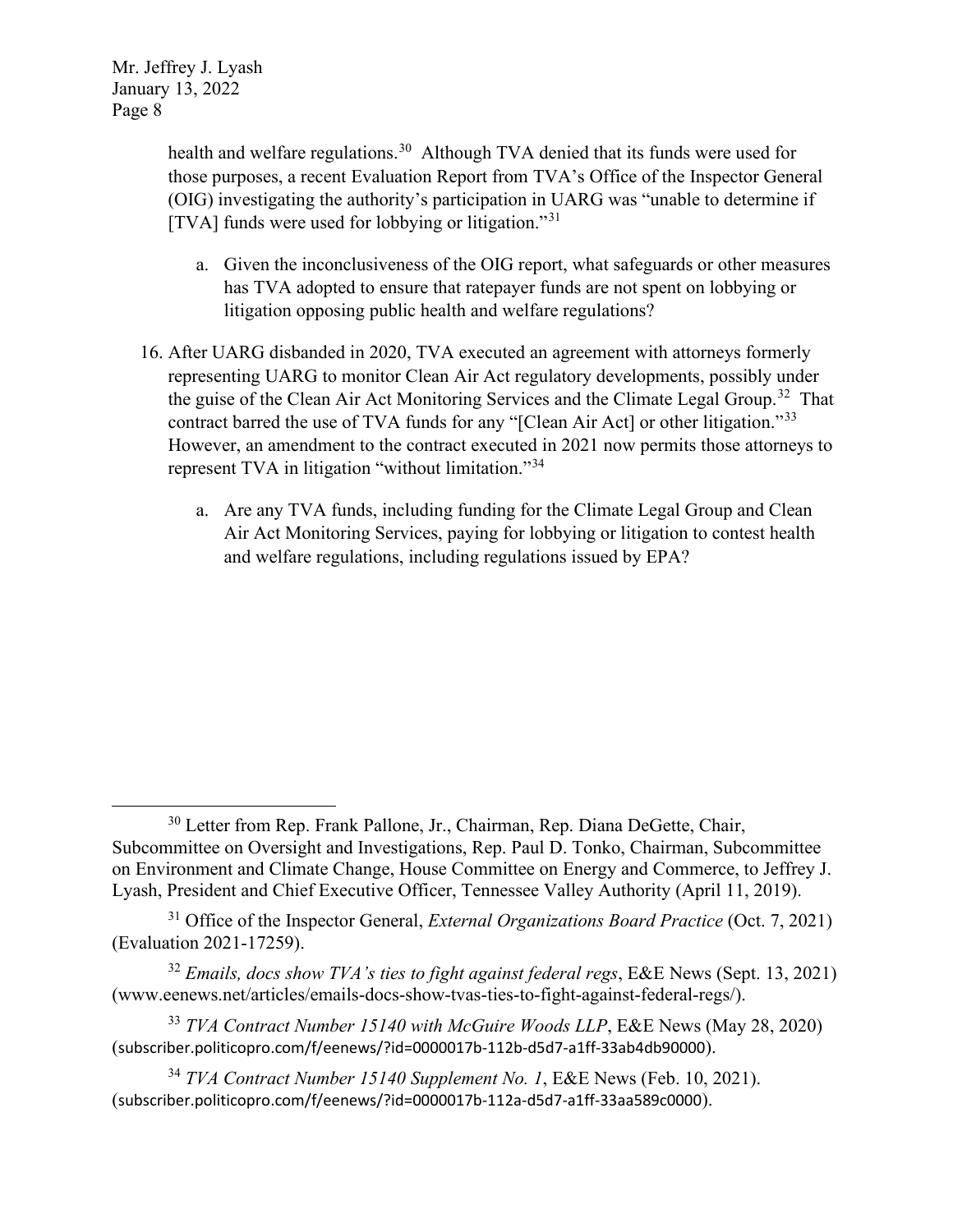health and welfare regulations.[30] Although TVA denied that its funds were used for those purposes, a recent Evaluation Report from TVA's Office of the Inspector General (OIG) investigating the authority's participation in UARG was "unable to determine if [TVA] funds were used for lobbying or litigation."[31]

a. Given the inconclusiveness of the OIG report, what safeguards or other measures has TVA adopted to ensure that ratepayer funds are not spent on lobbying or litigation opposing public health and welfare regulations?

16. After UARG disbanded in 2020, TVA executed an agreement with attorneys formerly representing UARG to monitor Clean Air Act regulatory developments, possibly under the guise of the Clean Air Act Monitoring Services and the Climate Legal Group.[32] That contract barred the use of TVA funds for any "[Clean Air Act] or other litigation."[33] However, an amendment to the contract executed in 2021 now permits those attorneys to represent TVA in litigation "without limitation."[34]

    a. Are any TVA funds, including funding for the Climate Legal Group and Clean Air Act Monitoring Services, paying for lobbying or litigation to contest health and welfare regulations, including regulations issued by EPA?

---

[30] Letter from Rep. Frank Pallone, Jr., Chairman, Rep. Diana DeGette, Chair, Subcommittee on Oversight and Investigations, Rep. Paul D. Tonko, Chairman, Subcommittee on Environment and Climate Change, House Committee on Energy and Commerce, to Jeffrey J. Lyash, President and Chief Executive Officer, Tennessee Valley Authority (April 11, 2019).

[31] Office of the Inspector General, *External Organizations Board Practice* (Oct. 7, 2021) (Evaluation 2021-17259).

[32] *Emails, docs show TVA's ties to fight against federal regs*, E&E News (Sept. 13, 2021) (www.eenews.net/articles/emails-docs-show-tvas-ties-to-fight-against-federal-regs/).

[33] *TVA Contract Number 15140 with McGuire Woods LLP*, E&E News (May 28, 2020) (subscriber.politicopro.com/f/eenews/?id=0000017b-112b-d5d7-a1ff-33ab4db90000).

[34] *TVA Contract Number 15140 Supplement No. 1*, E&E News (Feb. 10, 2021). (subscriber.politicopro.com/f/eenews/?id=0000017b-112a-d5d7-a1ff-33aa589c0000).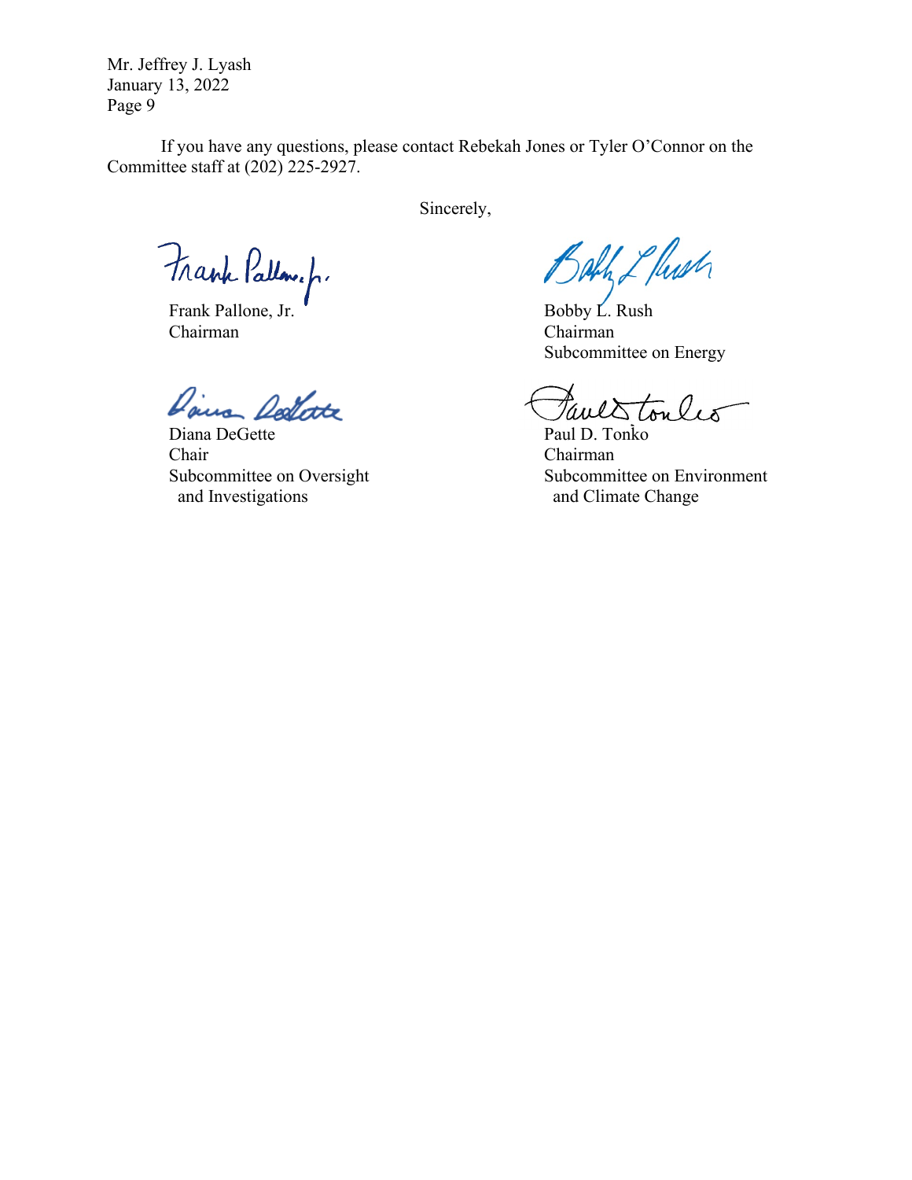Mr. Jeffrey J. Lyash
January 13, 2022

If you have any questions, please contact Rebekah Jones or Tyler O'Connor on the Committee staff at (202) 225-2927.

Sincerely,

Frank Pallone, Jr.
Chairman

Bobby L. Rush
Chairman
Subcommittee on Energy

Diana DeGette
Chair
Subcommittee on Oversight and Investigations

Paul D. Tonko
Chairman
Subcommittee on Environment and Climate Change